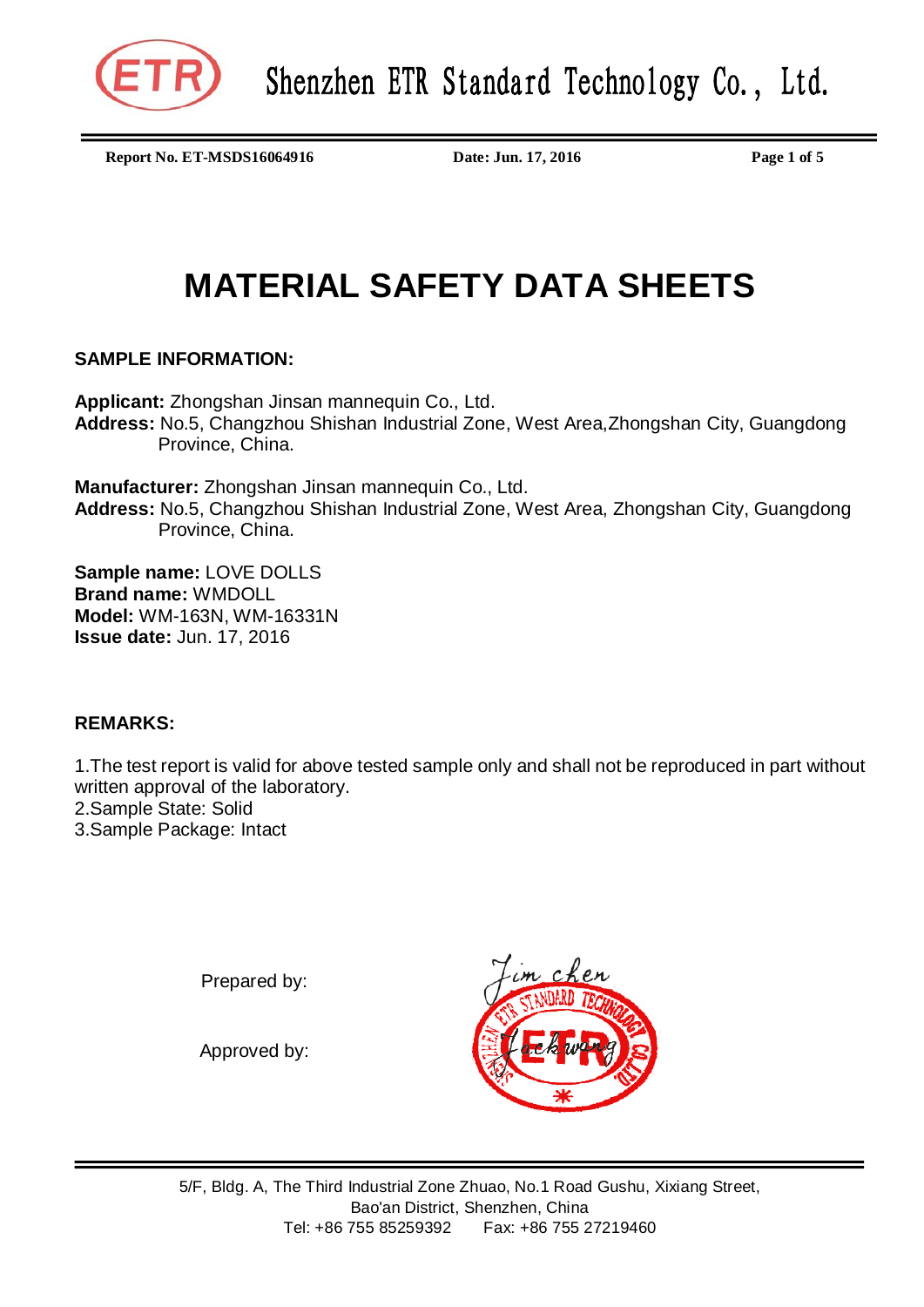Shenzhen ETR Standard Technology Co., Ltd.

**Report No. ET-MSDS16064916** **Date: Jun. 17, 2016**

# MATERIAL SAFETY DATA SHEETS

**SAMPLE INFORMATION:**

**Applicant:** Zhongshan Jinsan mannequin Co., Ltd.
**Address:** No.5, Changzhou Shishan Industrial Zone, West Area,Zhongshan City, Guangdong Province, China.

**Manufacturer:** Zhongshan Jinsan mannequin Co., Ltd.
**Address:** No.5, Changzhou Shishan Industrial Zone, West Area, Zhongshan City, Guangdong Province, China.

**Sample name:** LOVE DOLLS
**Brand name:** WMDOLL
**Model:** WM-163N, WM-16331N
**Issue date:** Jun. 17, 2016

**REMARKS:**

1.The test report is valid for above tested sample only and shall not be reproduced in part without written approval of the laboratory.
2.Sample State: Solid
3.Sample Package: Intact

Prepared by: Jim chen

Approved by: Jackwang

5/F, Bldg. A, The Third Industrial Zone Zhuao, No.1 Road Gushu, Xixiang Street, Bao'an District, Shenzhen, China
Tel: +86 755 85259392 Fax: +86 755 27219460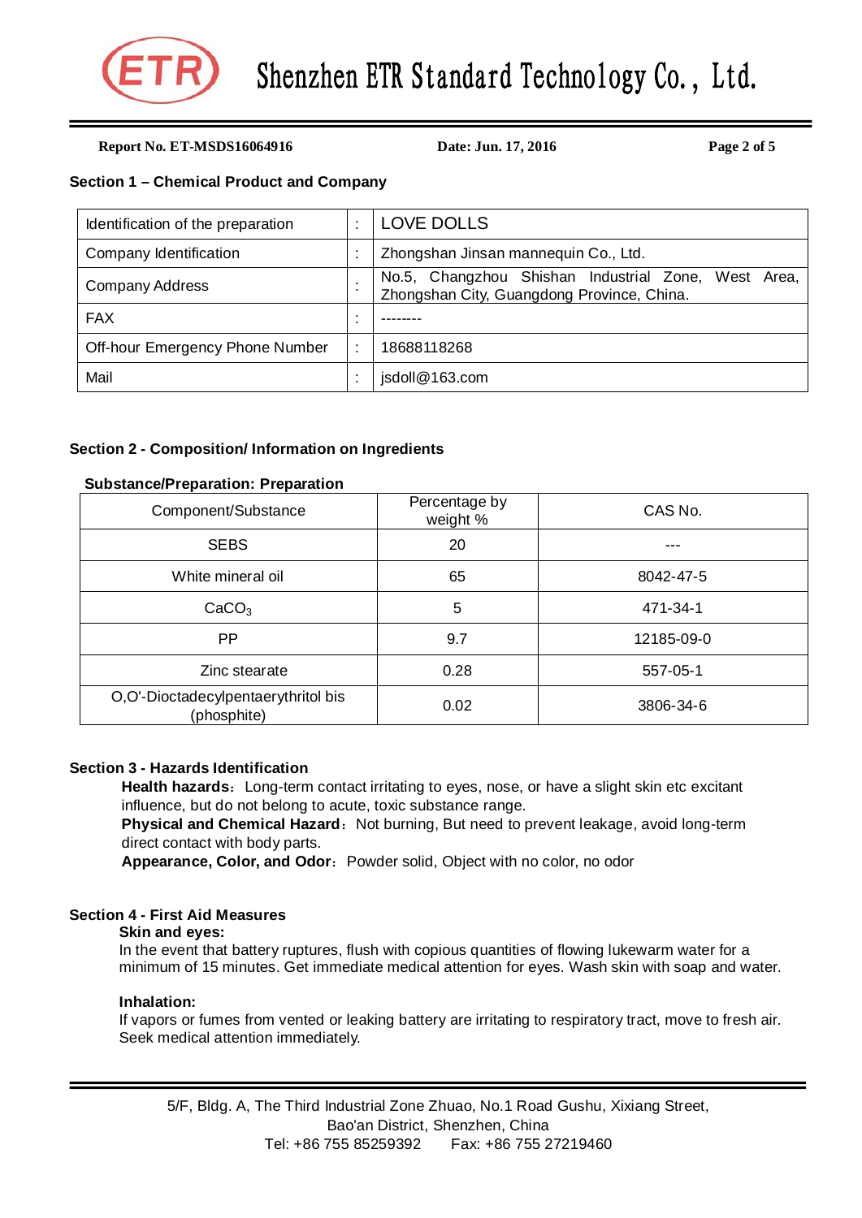## Section 1 – Chemical Product and Company

| | | |
|---|---|---|
| Identification of the preparation | : | LOVE DOLLS |
| Company Identification | : | Zhongshan Jinsan mannequin Co., Ltd. |
| Company Address | : | No.5, Changzhou Shishan Industrial Zone, West Area, Zhongshan City, Guangdong Province, China. |
| FAX | : | -------- |
| Off-hour Emergency Phone Number | : | 18688118268 |
| Mail | : | jsdoll@163.com |

## Section 2 - Composition/ Information on Ingredients

**Substance/Preparation: Preparation**

| Component/Substance | Percentage by weight % | CAS No. |
|---|---|---|
| SEBS | 20 | --- |
| White mineral oil | 65 | 8042-47-5 |
| $CaCO_3$ | 5 | 471-34-1 |
| PP | 9.7 | 12185-09-0 |
| Zinc stearate | 0.28 | 557-05-1 |
| O,O'-Dioctadecylpentaerythritol bis (phosphite) | 0.02 | 3806-34-6 |

## Section 3 - Hazards Identification

**Health hazards**：Long-term contact irritating to eyes, nose, or have a slight skin etc excitant influence, but do not belong to acute, toxic substance range.

**Physical and Chemical Hazard**：Not burning, But need to prevent leakage, avoid long-term direct contact with body parts.

**Appearance, Color, and Odor**：Powder solid, Object with no color, no odor

## Section 4 - First Aid Measures

**Skin and eyes:**

In the event that battery ruptures, flush with copious quantities of flowing lukewarm water for a minimum of 15 minutes. Get immediate medical attention for eyes. Wash skin with soap and water.

**Inhalation:**

If vapors or fumes from vented or leaking battery are irritating to respiratory tract, move to fresh air. Seek medical attention immediately.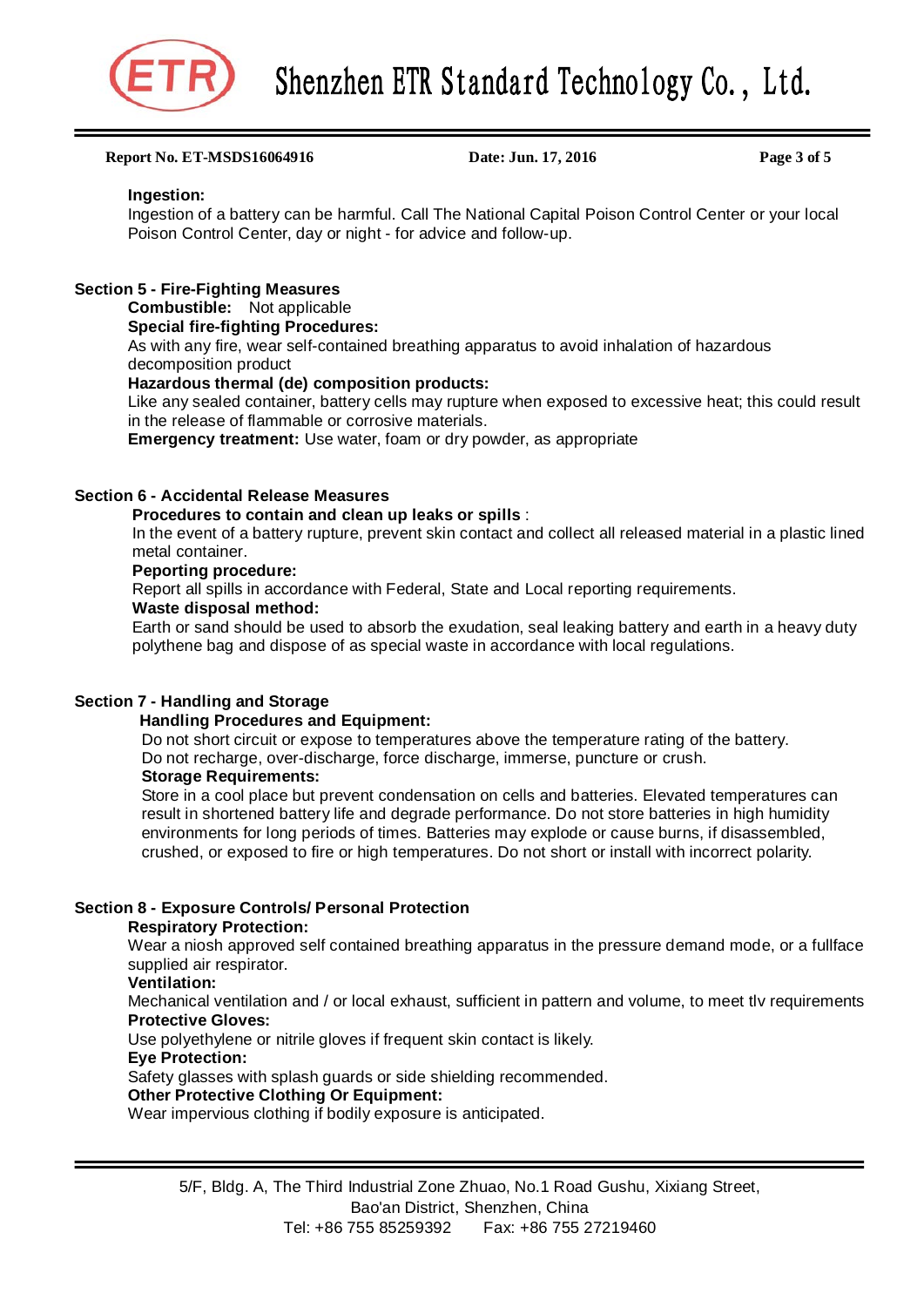**Ingestion:**

Ingestion of a battery can be harmful. Call The National Capital Poison Control Center or your local Poison Control Center, day or night - for advice and follow-up.

## Section 5 - Fire-Fighting Measures

**Combustible:** Not applicable

**Special fire-fighting Procedures:**

As with any fire, wear self-contained breathing apparatus to avoid inhalation of hazardous decomposition product

**Hazardous thermal (de) composition products:**

Like any sealed container, battery cells may rupture when exposed to excessive heat; this could result in the release of flammable or corrosive materials.

**Emergency treatment:** Use water, foam or dry powder, as appropriate

## Section 6 - Accidental Release Measures

**Procedures to contain and clean up leaks or spills** :

In the event of a battery rupture, prevent skin contact and collect all released material in a plastic lined metal container.

**Peporting procedure:**

Report all spills in accordance with Federal, State and Local reporting requirements.

**Waste disposal method:**

Earth or sand should be used to absorb the exudation, seal leaking battery and earth in a heavy duty polythene bag and dispose of as special waste in accordance with local regulations.

## Section 7 - Handling and Storage

**Handling Procedures and Equipment:**

Do not short circuit or expose to temperatures above the temperature rating of the battery.
Do not recharge, over-discharge, force discharge, immerse, puncture or crush.

**Storage Requirements:**

Store in a cool place but prevent condensation on cells and batteries. Elevated temperatures can result in shortened battery life and degrade performance. Do not store batteries in high humidity environments for long periods of times. Batteries may explode or cause burns, if disassembled, crushed, or exposed to fire or high temperatures. Do not short or install with incorrect polarity.

## Section 8 - Exposure Controls/ Personal Protection

**Respiratory Protection:**

Wear a niosh approved self contained breathing apparatus in the pressure demand mode, or a fullface supplied air respirator.

**Ventilation:**

Mechanical ventilation and / or local exhaust, sufficient in pattern and volume, to meet tlv requirements

**Protective Gloves:**

Use polyethylene or nitrile gloves if frequent skin contact is likely.

**Eye Protection:**

Safety glasses with splash guards or side shielding recommended.

**Other Protective Clothing Or Equipment:**

Wear impervious clothing if bodily exposure is anticipated.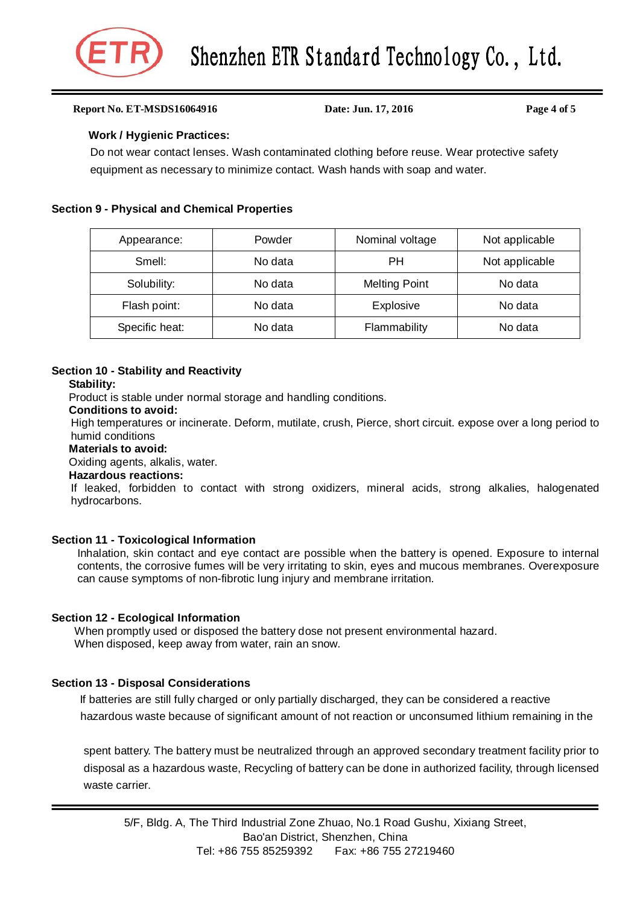**Work / Hygienic Practices:**

Do not wear contact lenses. Wash contaminated clothing before reuse. Wear protective safety equipment as necessary to minimize contact. Wash hands with soap and water.

## Section 9 - Physical and Chemical Properties

| Appearance: | Powder | Nominal voltage | Not applicable |
|---|---|---|---|
| Smell: | No data | PH | Not applicable |
| Solubility: | No data | Melting Point | No data |
| Flash point: | No data | Explosive | No data |
| Specific heat: | No data | Flammability | No data |

## Section 10 - Stability and Reactivity

**Stability:**

Product is stable under normal storage and handling conditions.

**Conditions to avoid:**

High temperatures or incinerate. Deform, mutilate, crush, Pierce, short circuit. expose over a long period to humid conditions

**Materials to avoid:**

Oxiding agents, alkalis, water.

**Hazardous reactions:**

If leaked, forbidden to contact with strong oxidizers, mineral acids, strong alkalies, halogenated hydrocarbons.

## Section 11 - Toxicological Information

Inhalation, skin contact and eye contact are possible when the battery is opened. Exposure to internal contents, the corrosive fumes will be very irritating to skin, eyes and mucous membranes. Overexposure can cause symptoms of non-fibrotic lung injury and membrane irritation.

## Section 12 - Ecological Information

When promptly used or disposed the battery dose not present environmental hazard.
When disposed, keep away from water, rain an snow.

## Section 13 - Disposal Considerations

If batteries are still fully charged or only partially discharged, they can be considered a reactive hazardous waste because of significant amount of not reaction or unconsumed lithium remaining in the spent battery. The battery must be neutralized through an approved secondary treatment facility prior to disposal as a hazardous waste, Recycling of battery can be done in authorized facility, through licensed waste carrier.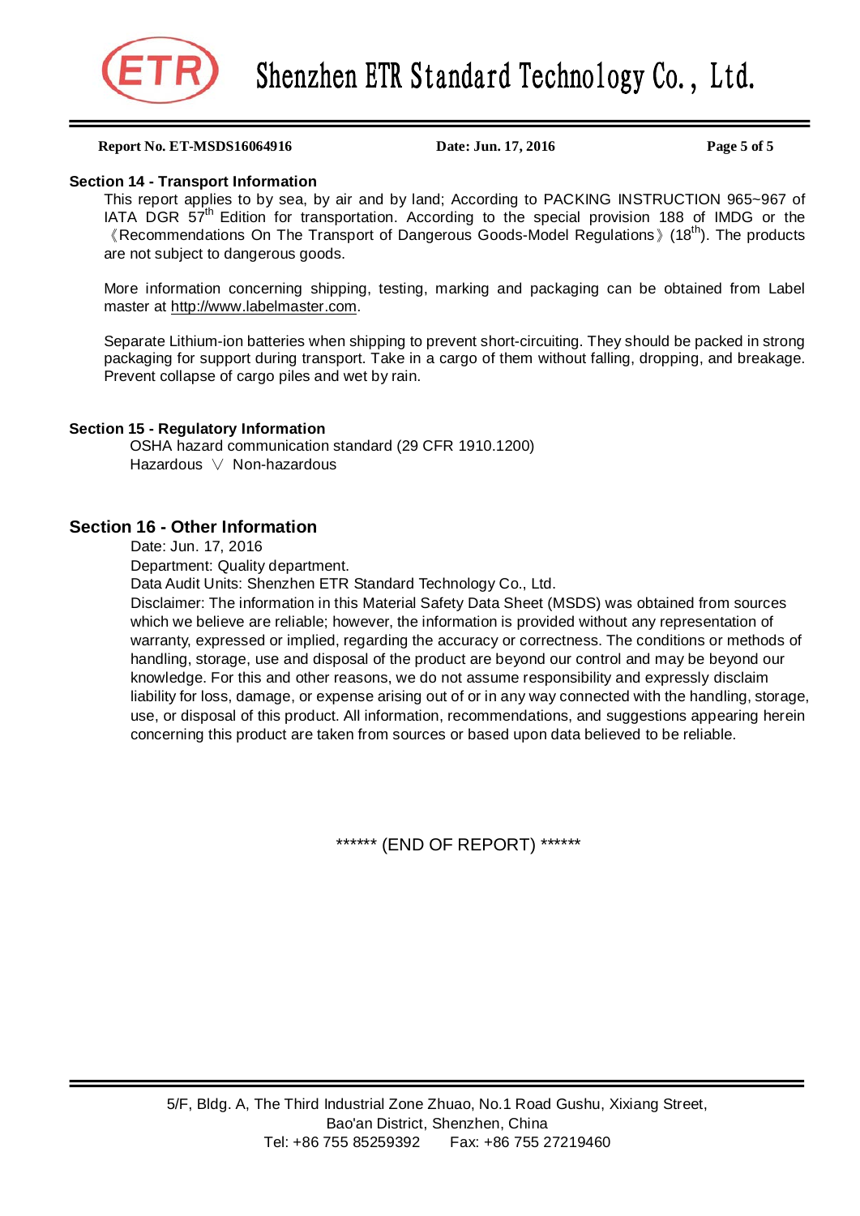## Section 14 - Transport Information

This report applies to by sea, by air and by land; According to PACKING INSTRUCTION 965~967 of IATA DGR 57th Edition for transportation. According to the special provision 188 of IMDG or the 《Recommendations On The Transport of Dangerous Goods-Model Regulations》 (18th). The products are not subject to dangerous goods.

More information concerning shipping, testing, marking and packaging can be obtained from Label master at http://www.labelmaster.com.

Separate Lithium-ion batteries when shipping to prevent short-circuiting. They should be packed in strong packaging for support during transport. Take in a cargo of them without falling, dropping, and breakage. Prevent collapse of cargo piles and wet by rain.

## Section 15 - Regulatory Information

OSHA hazard communication standard (29 CFR 1910.1200)

Hazardous ∨ Non-hazardous

## Section 16 - Other Information

Date: Jun. 17, 2016

Department: Quality department.

Data Audit Units: Shenzhen ETR Standard Technology Co., Ltd.

Disclaimer: The information in this Material Safety Data Sheet (MSDS) was obtained from sources which we believe are reliable; however, the information is provided without any representation of warranty, expressed or implied, regarding the accuracy or correctness. The conditions or methods of handling, storage, use and disposal of the product are beyond our control and may be beyond our knowledge. For this and other reasons, we do not assume responsibility and expressly disclaim liability for loss, damage, or expense arising out of or in any way connected with the handling, storage, use, or disposal of this product. All information, recommendations, and suggestions appearing herein concerning this product are taken from sources or based upon data believed to be reliable.

****** (END OF REPORT) ******